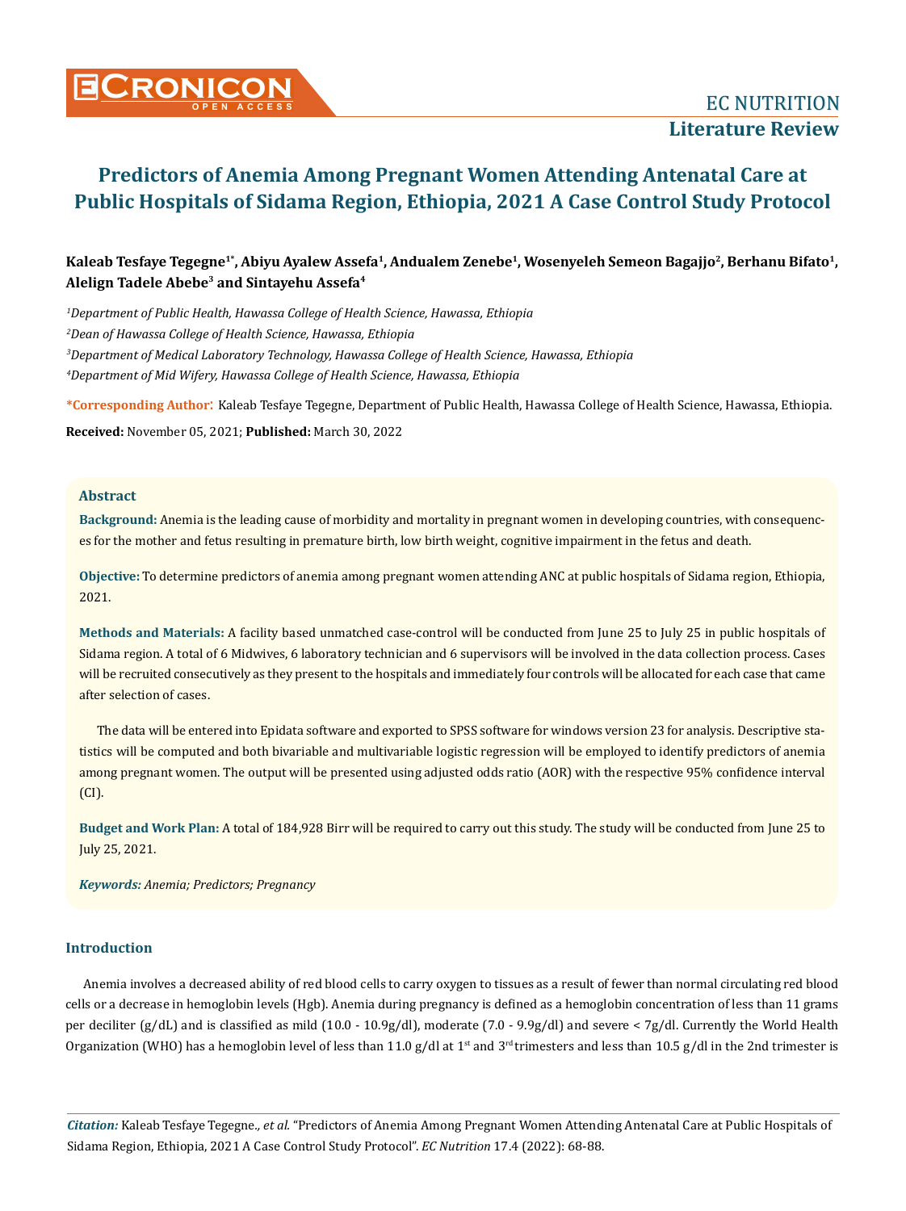EC NUTRITION

**Literature Review**

# Predictors of Anemia Among Pregnant Women Attending Antenatal Care at Public Hospitals of Sidama Region, Ethiopia, 2021 A Case Control Study Protocol

**Kaleab Tesfaye Tegegne[1*], Abiyu Ayalew Assefa[1], Andualem Zenebe[1], Wosenyeleh Semeon Bagajjo[2], Berhanu Bifato[1], Alelign Tadele Abebe[3] and Sintayehu Assefa[4]**

*[1]Department of Public Health, Hawassa College of Health Science, Hawassa, Ethiopia*

*[2]Dean of Hawassa College of Health Science, Hawassa, Ethiopia*

*[3]Department of Medical Laboratory Technology, Hawassa College of Health Science, Hawassa, Ethiopia*

*[4]Department of Mid Wifery, Hawassa College of Health Science, Hawassa, Ethiopia*

**\*Corresponding Author:** Kaleab Tesfaye Tegegne, Department of Public Health, Hawassa College of Health Science, Hawassa, Ethiopia.

**Received:** November 05, 2021; **Published:** March 30, 2022

## Abstract

**Background:** Anemia is the leading cause of morbidity and mortality in pregnant women in developing countries, with consequences for the mother and fetus resulting in premature birth, low birth weight, cognitive impairment in the fetus and death.

**Objective:** To determine predictors of anemia among pregnant women attending ANC at public hospitals of Sidama region, Ethiopia, 2021.

**Methods and Materials:** A facility based unmatched case-control will be conducted from June 25 to July 25 in public hospitals of Sidama region. A total of 6 Midwives, 6 laboratory technician and 6 supervisors will be involved in the data collection process. Cases will be recruited consecutively as they present to the hospitals and immediately four controls will be allocated for each case that came after selection of cases.

The data will be entered into Epidata software and exported to SPSS software for windows version 23 for analysis. Descriptive statistics will be computed and both bivariable and multivariable logistic regression will be employed to identify predictors of anemia among pregnant women. The output will be presented using adjusted odds ratio (AOR) with the respective 95% confidence interval (CI).

**Budget and Work Plan:** A total of 184,928 Birr will be required to carry out this study. The study will be conducted from June 25 to July 25, 2021.

***Keywords:*** *Anemia; Predictors; Pregnancy*

## Introduction

Anemia involves a decreased ability of red blood cells to carry oxygen to tissues as a result of fewer than normal circulating red blood cells or a decrease in hemoglobin levels (Hgb). Anemia during pregnancy is defined as a hemoglobin concentration of less than 11 grams per deciliter (g/dL) and is classified as mild (10.0 - 10.9g/dl), moderate (7.0 - 9.9g/dl) and severe < 7g/dl. Currently the World Health Organization (WHO) has a hemoglobin level of less than 11.0 g/dl at 1st and 3rd trimesters and less than 10.5 g/dl in the 2nd trimester is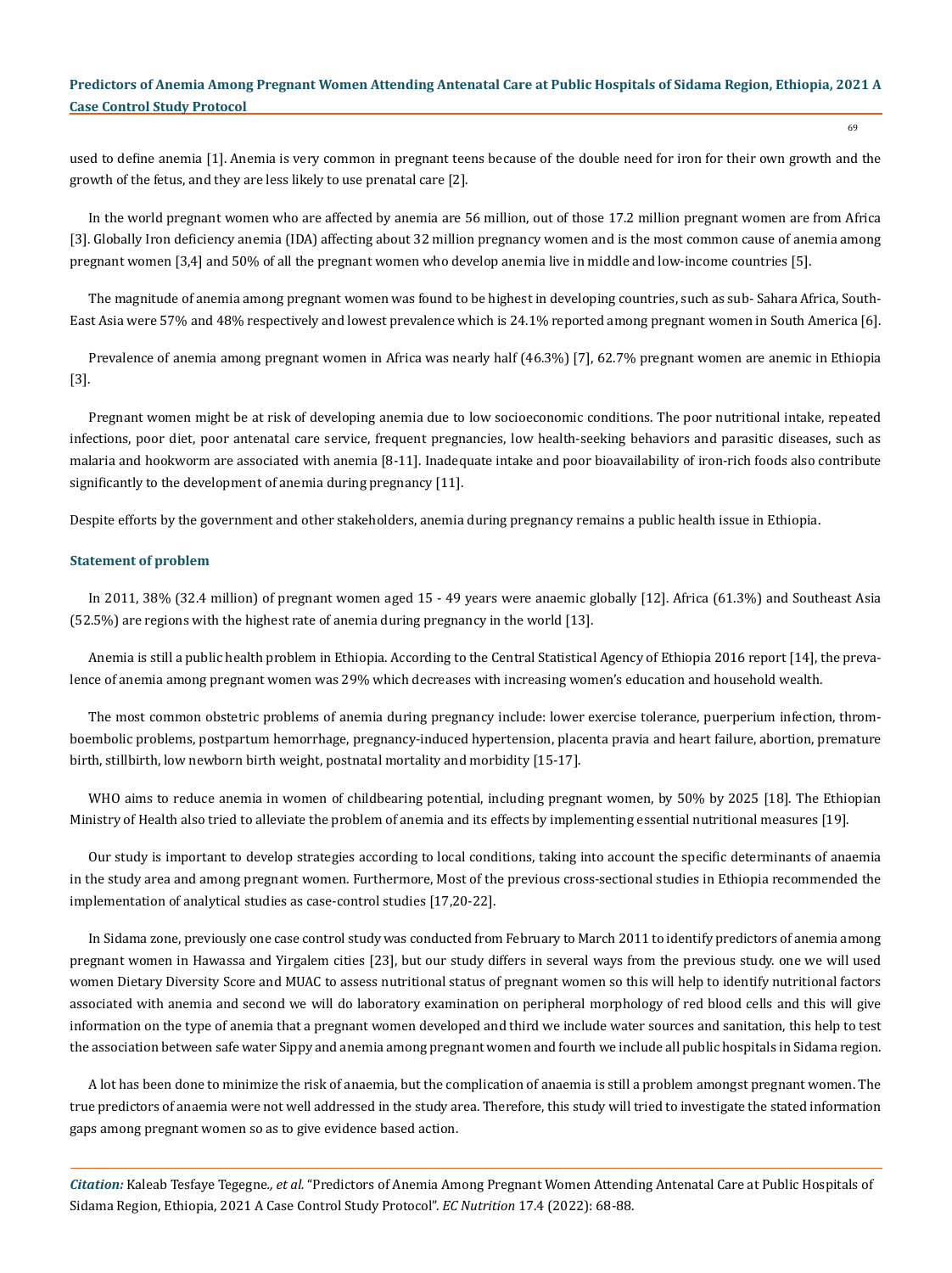used to define anemia [1]. Anemia is very common in pregnant teens because of the double need for iron for their own growth and the growth of the fetus, and they are less likely to use prenatal care [2].

In the world pregnant women who are affected by anemia are 56 million, out of those 17.2 million pregnant women are from Africa [3]. Globally Iron deficiency anemia (IDA) affecting about 32 million pregnancy women and is the most common cause of anemia among pregnant women [3,4] and 50% of all the pregnant women who develop anemia live in middle and low-income countries [5].

The magnitude of anemia among pregnant women was found to be highest in developing countries, such as sub- Sahara Africa, South-East Asia were 57% and 48% respectively and lowest prevalence which is 24.1% reported among pregnant women in South America [6].

Prevalence of anemia among pregnant women in Africa was nearly half (46.3%) [7], 62.7% pregnant women are anemic in Ethiopia [3].

Pregnant women might be at risk of developing anemia due to low socioeconomic conditions. The poor nutritional intake, repeated infections, poor diet, poor antenatal care service, frequent pregnancies, low health-seeking behaviors and parasitic diseases, such as malaria and hookworm are associated with anemia [8-11]. Inadequate intake and poor bioavailability of iron-rich foods also contribute significantly to the development of anemia during pregnancy [11].

Despite efforts by the government and other stakeholders, anemia during pregnancy remains a public health issue in Ethiopia.

### Statement of problem

In 2011, 38% (32.4 million) of pregnant women aged 15 - 49 years were anaemic globally [12]. Africa (61.3%) and Southeast Asia (52.5%) are regions with the highest rate of anemia during pregnancy in the world [13].

Anemia is still a public health problem in Ethiopia. According to the Central Statistical Agency of Ethiopia 2016 report [14], the prevalence of anemia among pregnant women was 29% which decreases with increasing women's education and household wealth.

The most common obstetric problems of anemia during pregnancy include: lower exercise tolerance, puerperium infection, thromboembolic problems, postpartum hemorrhage, pregnancy-induced hypertension, placenta pravia and heart failure, abortion, premature birth, stillbirth, low newborn birth weight, postnatal mortality and morbidity [15-17].

WHO aims to reduce anemia in women of childbearing potential, including pregnant women, by 50% by 2025 [18]. The Ethiopian Ministry of Health also tried to alleviate the problem of anemia and its effects by implementing essential nutritional measures [19].

Our study is important to develop strategies according to local conditions, taking into account the specific determinants of anaemia in the study area and among pregnant women. Furthermore, Most of the previous cross-sectional studies in Ethiopia recommended the implementation of analytical studies as case-control studies [17,20-22].

In Sidama zone, previously one case control study was conducted from February to March 2011 to identify predictors of anemia among pregnant women in Hawassa and Yirgalem cities [23], but our study differs in several ways from the previous study. one we will used women Dietary Diversity Score and MUAC to assess nutritional status of pregnant women so this will help to identify nutritional factors associated with anemia and second we will do laboratory examination on peripheral morphology of red blood cells and this will give information on the type of anemia that a pregnant women developed and third we include water sources and sanitation, this help to test the association between safe water Sippy and anemia among pregnant women and fourth we include all public hospitals in Sidama region.

A lot has been done to minimize the risk of anaemia, but the complication of anaemia is still a problem amongst pregnant women. The true predictors of anaemia were not well addressed in the study area. Therefore, this study will tried to investigate the stated information gaps among pregnant women so as to give evidence based action.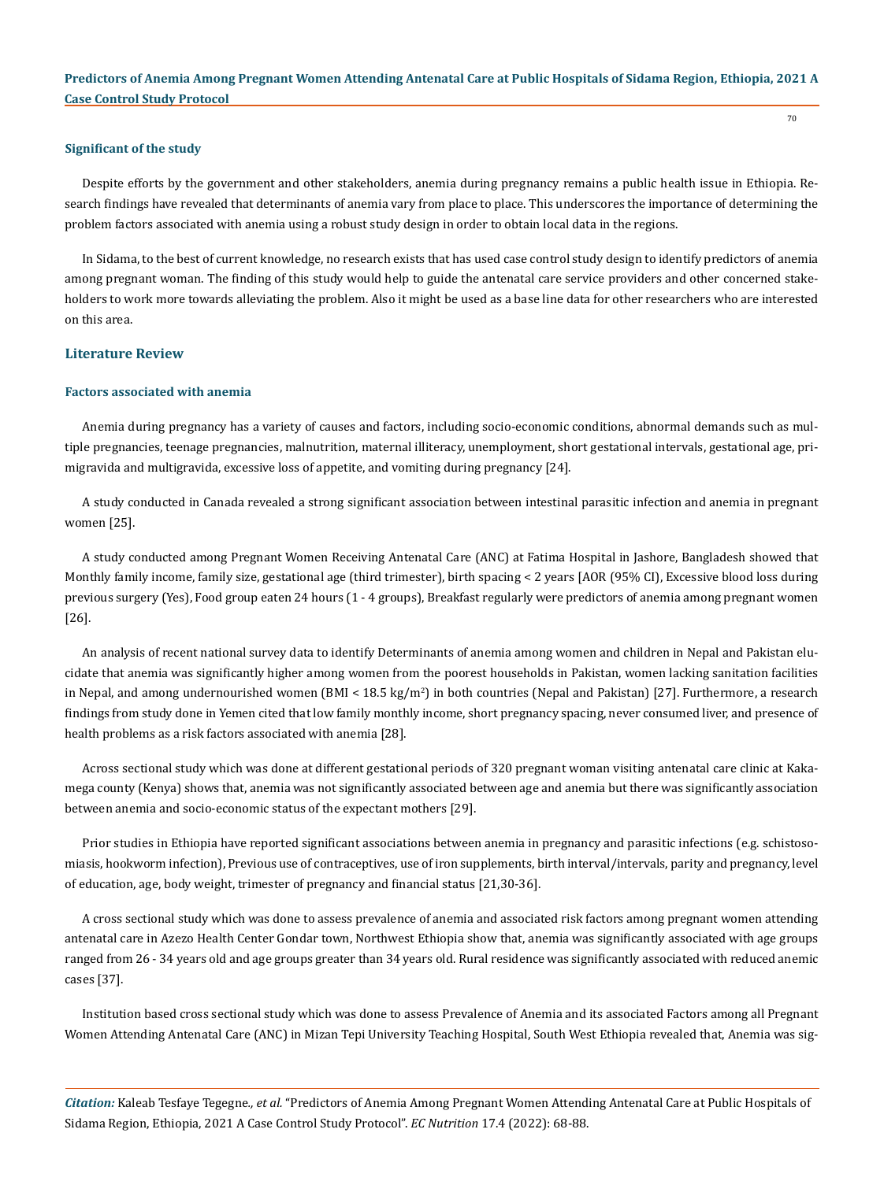### Significant of the study

Despite efforts by the government and other stakeholders, anemia during pregnancy remains a public health issue in Ethiopia. Research findings have revealed that determinants of anemia vary from place to place. This underscores the importance of determining the problem factors associated with anemia using a robust study design in order to obtain local data in the regions.

In Sidama, to the best of current knowledge, no research exists that has used case control study design to identify predictors of anemia among pregnant woman. The finding of this study would help to guide the antenatal care service providers and other concerned stakeholders to work more towards alleviating the problem. Also it might be used as a base line data for other researchers who are interested on this area.

## Literature Review

### Factors associated with anemia

Anemia during pregnancy has a variety of causes and factors, including socio-economic conditions, abnormal demands such as multiple pregnancies, teenage pregnancies, malnutrition, maternal illiteracy, unemployment, short gestational intervals, gestational age, primigravida and multigravida, excessive loss of appetite, and vomiting during pregnancy [24].

A study conducted in Canada revealed a strong significant association between intestinal parasitic infection and anemia in pregnant women [25].

A study conducted among Pregnant Women Receiving Antenatal Care (ANC) at Fatima Hospital in Jashore, Bangladesh showed that Monthly family income, family size, gestational age (third trimester), birth spacing < 2 years [AOR (95% CI), Excessive blood loss during previous surgery (Yes), Food group eaten 24 hours (1 - 4 groups), Breakfast regularly were predictors of anemia among pregnant women [26].

An analysis of recent national survey data to identify Determinants of anemia among women and children in Nepal and Pakistan elucidate that anemia was significantly higher among women from the poorest households in Pakistan, women lacking sanitation facilities in Nepal, and among undernourished women (BMI < 18.5 kg/m$^2$) in both countries (Nepal and Pakistan) [27]. Furthermore, a research findings from study done in Yemen cited that low family monthly income, short pregnancy spacing, never consumed liver, and presence of health problems as a risk factors associated with anemia [28].

Across sectional study which was done at different gestational periods of 320 pregnant woman visiting antenatal care clinic at Kakamega county (Kenya) shows that, anemia was not significantly associated between age and anemia but there was significantly association between anemia and socio-economic status of the expectant mothers [29].

Prior studies in Ethiopia have reported significant associations between anemia in pregnancy and parasitic infections (e.g. schistosomiasis, hookworm infection), Previous use of contraceptives, use of iron supplements, birth interval/intervals, parity and pregnancy, level of education, age, body weight, trimester of pregnancy and financial status [21,30-36].

A cross sectional study which was done to assess prevalence of anemia and associated risk factors among pregnant women attending antenatal care in Azezo Health Center Gondar town, Northwest Ethiopia show that, anemia was significantly associated with age groups ranged from 26 - 34 years old and age groups greater than 34 years old. Rural residence was significantly associated with reduced anemic cases [37].

Institution based cross sectional study which was done to assess Prevalence of Anemia and its associated Factors among all Pregnant Women Attending Antenatal Care (ANC) in Mizan Tepi University Teaching Hospital, South West Ethiopia revealed that, Anemia was sig-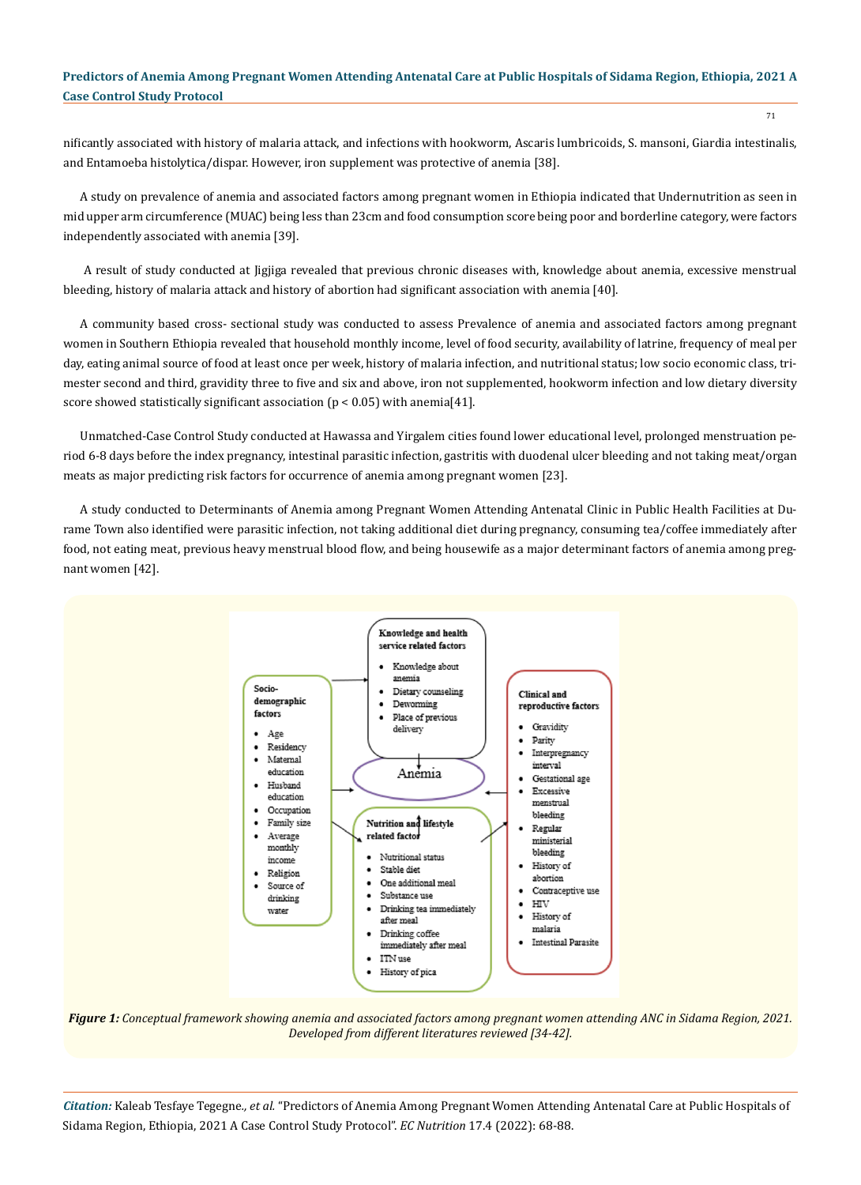nificantly associated with history of malaria attack, and infections with hookworm, Ascaris lumbricoids, S. mansoni, Giardia intestinalis, and Entamoeba histolytica/dispar. However, iron supplement was protective of anemia [38].

A study on prevalence of anemia and associated factors among pregnant women in Ethiopia indicated that Undernutrition as seen in mid upper arm circumference (MUAC) being less than 23cm and food consumption score being poor and borderline category, were factors independently associated with anemia [39].

A result of study conducted at Jigjiga revealed that previous chronic diseases with, knowledge about anemia, excessive menstrual bleeding, history of malaria attack and history of abortion had significant association with anemia [40].

A community based cross- sectional study was conducted to assess Prevalence of anemia and associated factors among pregnant women in Southern Ethiopia revealed that household monthly income, level of food security, availability of latrine, frequency of meal per day, eating animal source of food at least once per week, history of malaria infection, and nutritional status; low socio economic class, trimester second and third, gravidity three to five and six and above, iron not supplemented, hookworm infection and low dietary diversity score showed statistically significant association ($p < 0.05$) with anemia[41].

Unmatched-Case Control Study conducted at Hawassa and Yirgalem cities found lower educational level, prolonged menstruation period 6-8 days before the index pregnancy, intestinal parasitic infection, gastritis with duodenal ulcer bleeding and not taking meat/organ meats as major predicting risk factors for occurrence of anemia among pregnant women [23].

A study conducted to Determinants of Anemia among Pregnant Women Attending Antenatal Clinic in Public Health Facilities at Durame Town also identified were parasitic infection, not taking additional diet during pregnancy, consuming tea/coffee immediately after food, not eating meat, previous heavy menstrual blood flow, and being housewife as a major determinant factors of anemia among pregnant women [42].

Knowledge and health service related factors
- Knowledge about anemia
- Dietary counseling
- Deworming
- Place of previous delivery

Socio-demographic factors
- Age
- Residency
- Maternal education
- Husband education
- Occupation
- Family size
- Average monthly income
- Religion
- Source of drinking water

Anemia

Clinical and reproductive factors
- Gravidity
- Parity
- Interpregnancy interval
- Gestational age
- Excessive menstrual bleeding
- Regular ministerial bleeding
- History of abortion
- Contraceptive use
- HIV
- History of malaria
- Intestinal Parasite

Nutrition and lifestyle related factor
- Nutritional status
- Stable diet
- One additional meal
- Substance use
- Drinking tea immediately after meal
- Drinking coffee immediately after meal
- ITN use
- History of pica

***Figure 1:*** *Conceptual framework showing anemia and associated factors among pregnant women attending ANC in Sidama Region, 2021. Developed from different literatures reviewed [34-42].*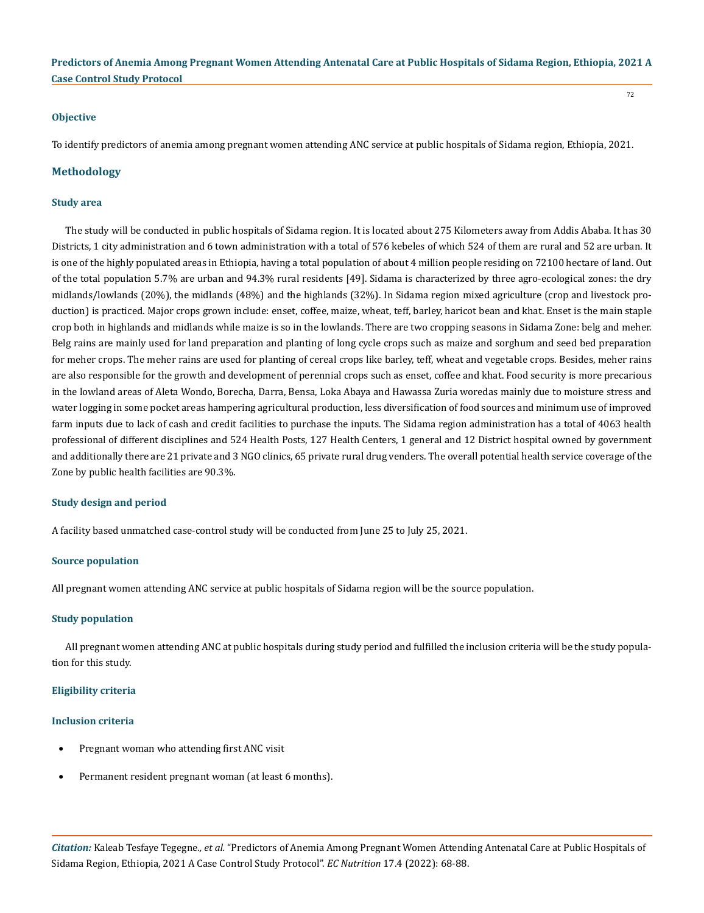### Objective

To identify predictors of anemia among pregnant women attending ANC service at public hospitals of Sidama region, Ethiopia, 2021.

## Methodology

### Study area

The study will be conducted in public hospitals of Sidama region. It is located about 275 Kilometers away from Addis Ababa. It has 30 Districts, 1 city administration and 6 town administration with a total of 576 kebeles of which 524 of them are rural and 52 are urban. It is one of the highly populated areas in Ethiopia, having a total population of about 4 million people residing on 72100 hectare of land. Out of the total population 5.7% are urban and 94.3% rural residents [49]. Sidama is characterized by three agro-ecological zones: the dry midlands/lowlands (20%), the midlands (48%) and the highlands (32%). In Sidama region mixed agriculture (crop and livestock production) is practiced. Major crops grown include: enset, coffee, maize, wheat, teff, barley, haricot bean and khat. Enset is the main staple crop both in highlands and midlands while maize is so in the lowlands. There are two cropping seasons in Sidama Zone: belg and meher. Belg rains are mainly used for land preparation and planting of long cycle crops such as maize and sorghum and seed bed preparation for meher crops. The meher rains are used for planting of cereal crops like barley, teff, wheat and vegetable crops. Besides, meher rains are also responsible for the growth and development of perennial crops such as enset, coffee and khat. Food security is more precarious in the lowland areas of Aleta Wondo, Borecha, Darra, Bensa, Loka Abaya and Hawassa Zuria woredas mainly due to moisture stress and water logging in some pocket areas hampering agricultural production, less diversification of food sources and minimum use of improved farm inputs due to lack of cash and credit facilities to purchase the inputs. The Sidama region administration has a total of 4063 health professional of different disciplines and 524 Health Posts, 127 Health Centers, 1 general and 12 District hospital owned by government and additionally there are 21 private and 3 NGO clinics, 65 private rural drug venders. The overall potential health service coverage of the Zone by public health facilities are 90.3%.

### Study design and period

A facility based unmatched case-control study will be conducted from June 25 to July 25, 2021.

### Source population

All pregnant women attending ANC service at public hospitals of Sidama region will be the source population.

### Study population

All pregnant women attending ANC at public hospitals during study period and fulfilled the inclusion criteria will be the study population for this study.

### Eligibility criteria

### Inclusion criteria

- Pregnant woman who attending first ANC visit
- Permanent resident pregnant woman (at least 6 months).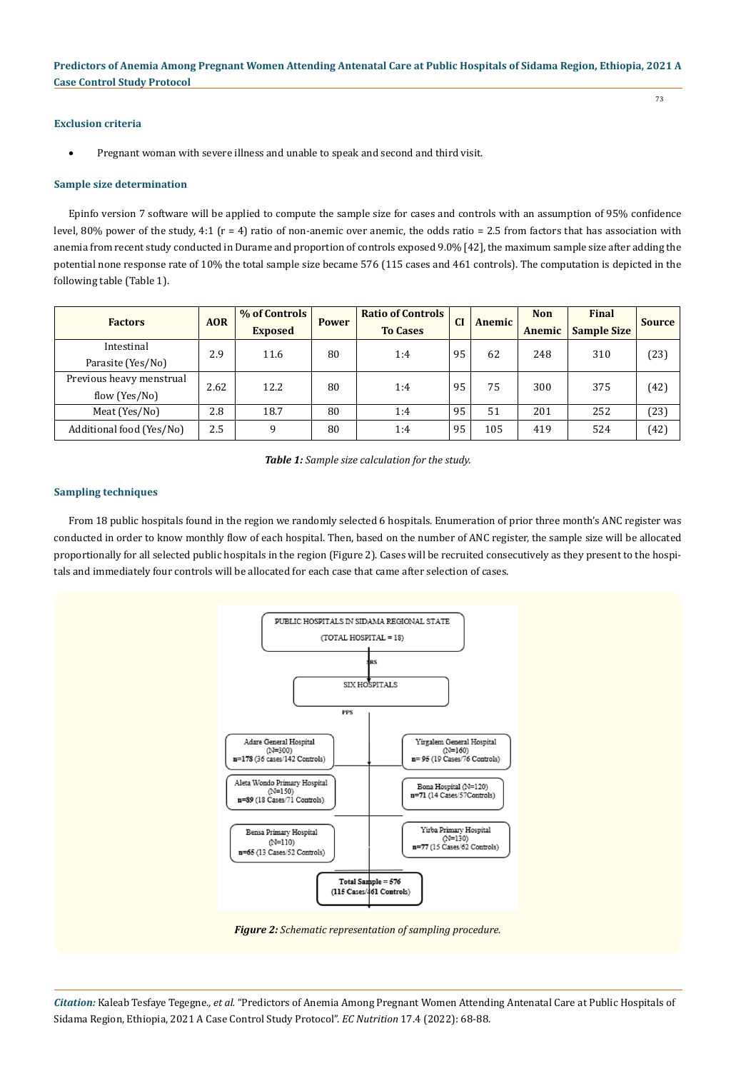### Exclusion criteria

- Pregnant woman with severe illness and unable to speak and second and third visit.

### Sample size determination

Epinfo version 7 software will be applied to compute the sample size for cases and controls with an assumption of 95% confidence level, 80% power of the study, 4:1 (r = 4) ratio of non-anemic over anemic, the odds ratio = 2.5 from factors that has association with anemia from recent study conducted in Durame and proportion of controls exposed 9.0% [42], the maximum sample size after adding the potential none response rate of 10% the total sample size became 576 (115 cases and 461 controls). The computation is depicted in the following table (Table 1).

| Factors | AOR | % of Controls Exposed | Power | Ratio of Controls To Cases | CI | Anemic | Non Anemic | Final Sample Size | Source |
|---|---|---|---|---|---|---|---|---|---|
| Intestinal Parasite (Yes/No) | 2.9 | 11.6 | 80 | 1:4 | 95 | 62 | 248 | 310 | (23) |
| Previous heavy menstrual flow (Yes/No) | 2.62 | 12.2 | 80 | 1:4 | 95 | 75 | 300 | 375 | (42) |
| Meat (Yes/No) | 2.8 | 18.7 | 80 | 1:4 | 95 | 51 | 201 | 252 | (23) |
| Additional food (Yes/No) | 2.5 | 9 | 80 | 1:4 | 95 | 105 | 419 | 524 | (42) |

***Table 1:*** *Sample size calculation for the study.*

### Sampling techniques

From 18 public hospitals found in the region we randomly selected 6 hospitals. Enumeration of prior three month's ANC register was conducted in order to know monthly flow of each hospital. Then, based on the number of ANC register, the sample size will be allocated proportionally for all selected public hospitals in the region (Figure 2). Cases will be recruited consecutively as they present to the hospitals and immediately four controls will be allocated for each case that came after selection of cases.

PUBLIC HOSPITALS IN SIDAMA REGIONAL STATE (TOTAL HOSPITAL = 18)

SRS

SIX HOSPITALS

PPS

Adare General Hospital (N=300) n=178 (36 cases/142 Controls)

Yirgalem General Hospital (N=160) n= 95 (19 Cases/76 Controls)

Aleta Wondo Primary Hospital (N=150) n=89 (18 Cases/71 Controls)

Bona Hospital (N=120) n=71 (14 Cases/57Controls)

Bensa Primary Hospital (N=110) n=65 (13 Cases/52 Controls)

Yirba Primary Hospital (N=130) n=77 (15 Cases/62 Controls)

Total Sample = 576 (115 Cases/461 Controls)

***Figure 2:*** *Schematic representation of sampling procedure.*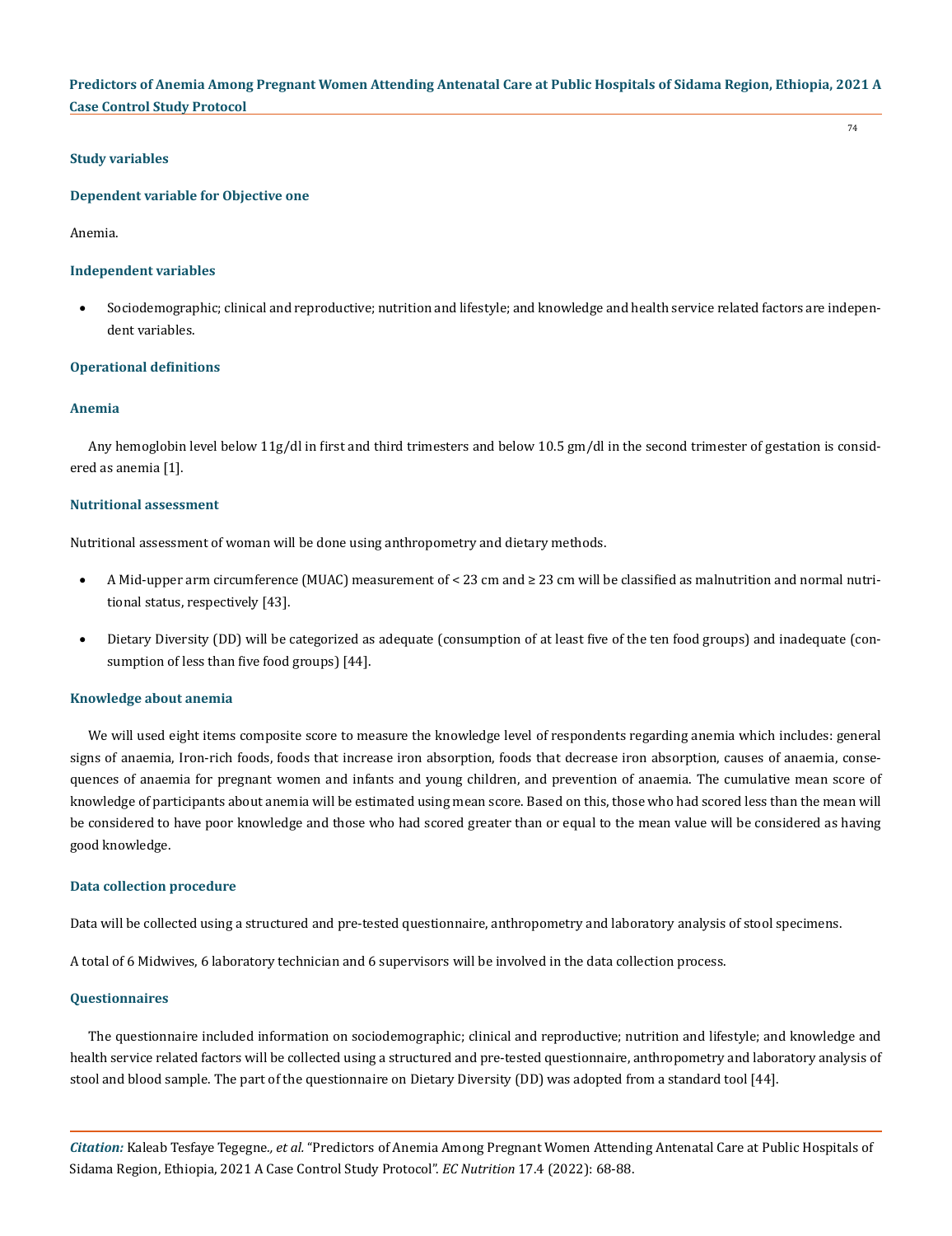### Study variables

#### Dependent variable for Objective one

Anemia.

#### Independent variables

- Sociodemographic; clinical and reproductive; nutrition and lifestyle; and knowledge and health service related factors are independent variables.

### Operational definitions

#### Anemia

Any hemoglobin level below 11g/dl in first and third trimesters and below 10.5 gm/dl in the second trimester of gestation is considered as anemia [1].

#### Nutritional assessment

Nutritional assessment of woman will be done using anthropometry and dietary methods.

- A Mid-upper arm circumference (MUAC) measurement of < 23 cm and ≥ 23 cm will be classified as malnutrition and normal nutritional status, respectively [43].
- Dietary Diversity (DD) will be categorized as adequate (consumption of at least five of the ten food groups) and inadequate (consumption of less than five food groups) [44].

#### Knowledge about anemia

We will used eight items composite score to measure the knowledge level of respondents regarding anemia which includes: general signs of anaemia, Iron-rich foods, foods that increase iron absorption, foods that decrease iron absorption, causes of anaemia, consequences of anaemia for pregnant women and infants and young children, and prevention of anaemia. The cumulative mean score of knowledge of participants about anemia will be estimated using mean score. Based on this, those who had scored less than the mean will be considered to have poor knowledge and those who had scored greater than or equal to the mean value will be considered as having good knowledge.

### Data collection procedure

Data will be collected using a structured and pre-tested questionnaire, anthropometry and laboratory analysis of stool specimens.

A total of 6 Midwives, 6 laboratory technician and 6 supervisors will be involved in the data collection process.

#### Questionnaires

The questionnaire included information on sociodemographic; clinical and reproductive; nutrition and lifestyle; and knowledge and health service related factors will be collected using a structured and pre-tested questionnaire, anthropometry and laboratory analysis of stool and blood sample. The part of the questionnaire on Dietary Diversity (DD) was adopted from a standard tool [44].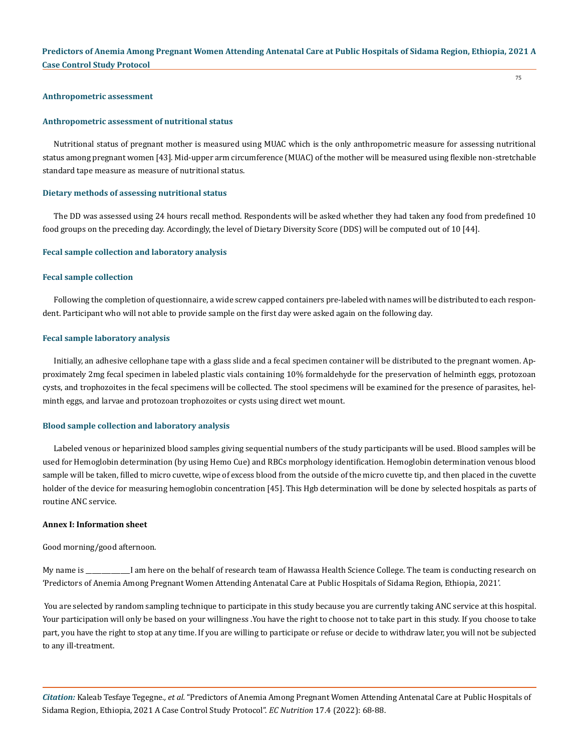### Anthropometric assessment

#### Anthropometric assessment of nutritional status

Nutritional status of pregnant mother is measured using MUAC which is the only anthropometric measure for assessing nutritional status among pregnant women [43]. Mid-upper arm circumference (MUAC) of the mother will be measured using flexible non-stretchable standard tape measure as measure of nutritional status.

#### Dietary methods of assessing nutritional status

The DD was assessed using 24 hours recall method. Respondents will be asked whether they had taken any food from predefined 10 food groups on the preceding day. Accordingly, the level of Dietary Diversity Score (DDS) will be computed out of 10 [44].

### Fecal sample collection and laboratory analysis

#### Fecal sample collection

Following the completion of questionnaire, a wide screw capped containers pre-labeled with names will be distributed to each respondent. Participant who will not able to provide sample on the first day were asked again on the following day.

#### Fecal sample laboratory analysis

Initially, an adhesive cellophane tape with a glass slide and a fecal specimen container will be distributed to the pregnant women. Approximately 2mg fecal specimen in labeled plastic vials containing 10% formaldehyde for the preservation of helminth eggs, protozoan cysts, and trophozoites in the fecal specimens will be collected. The stool specimens will be examined for the presence of parasites, helminth eggs, and larvae and protozoan trophozoites or cysts using direct wet mount.

### Blood sample collection and laboratory analysis

Labeled venous or heparinized blood samples giving sequential numbers of the study participants will be used. Blood samples will be used for Hemoglobin determination (by using Hemo Cue) and RBCs morphology identification. Hemoglobin determination venous blood sample will be taken, filled to micro cuvette, wipe of excess blood from the outside of the micro cuvette tip, and then placed in the cuvette holder of the device for measuring hemoglobin concentration [45]. This Hgb determination will be done by selected hospitals as parts of routine ANC service.

**Annex I: Information sheet**

Good morning/good afternoon.

My name is _____________I am here on the behalf of research team of Hawassa Health Science College. The team is conducting research on 'Predictors of Anemia Among Pregnant Women Attending Antenatal Care at Public Hospitals of Sidama Region, Ethiopia, 2021'.

You are selected by random sampling technique to participate in this study because you are currently taking ANC service at this hospital. Your participation will only be based on your willingness .You have the right to choose not to take part in this study. If you choose to take part, you have the right to stop at any time. If you are willing to participate or refuse or decide to withdraw later, you will not be subjected to any ill-treatment.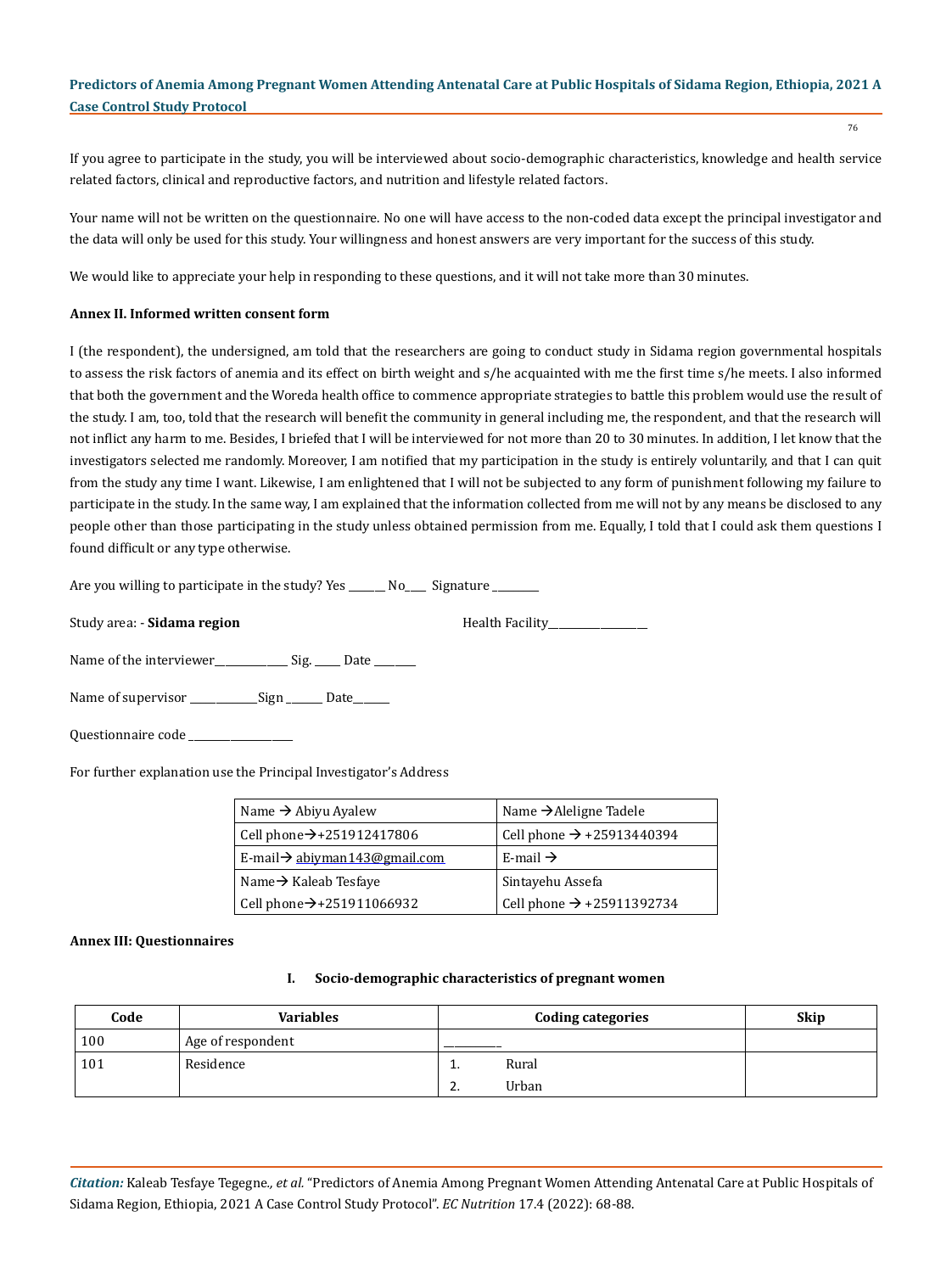If you agree to participate in the study, you will be interviewed about socio-demographic characteristics, knowledge and health service related factors, clinical and reproductive factors, and nutrition and lifestyle related factors.

Your name will not be written on the questionnaire. No one will have access to the non-coded data except the principal investigator and the data will only be used for this study. Your willingness and honest answers are very important for the success of this study.

We would like to appreciate your help in responding to these questions, and it will not take more than 30 minutes.

**Annex II. Informed written consent form**

I (the respondent), the undersigned, am told that the researchers are going to conduct study in Sidama region governmental hospitals to assess the risk factors of anemia and its effect on birth weight and s/he acquainted with me the first time s/he meets. I also informed that both the government and the Woreda health office to commence appropriate strategies to battle this problem would use the result of the study. I am, too, told that the research will benefit the community in general including me, the respondent, and that the research will not inflict any harm to me. Besides, I briefed that I will be interviewed for not more than 20 to 30 minutes. In addition, I let know that the investigators selected me randomly. Moreover, I am notified that my participation in the study is entirely voluntarily, and that I can quit from the study any time I want. Likewise, I am enlightened that I will not be subjected to any form of punishment following my failure to participate in the study. In the same way, I am explained that the information collected from me will not by any means be disclosed to any people other than those participating in the study unless obtained permission from me. Equally, I told that I could ask them questions I found difficult or any type otherwise.

Are you willing to participate in the study? Yes ______ No___ Signature ________

Study area: - **Sidama region** Health Facility__________________

Name of the interviewer____________ Sig. _____ Date _______

Name of supervisor ____________Sign ______ Date______

Questionnaire code ___________________

For further explanation use the Principal Investigator's Address

| | |
|---|---|
| Name → Abiyu Ayalew | Name → Aleligne Tadele |
| Cell phone → +251912417806 | Cell phone → +25913440394 |
| E-mail → abiyman143@gmail.com | E-mail → |
| Name → Kaleab Tesfaye<br>Cell phone → +251911066932 | Sintayehu Assefa<br>Cell phone → +25911392734 |

**Annex III: Questionnaires**

**I. Socio-demographic characteristics of pregnant women**

| Code | Variables | Coding categories | Skip |
|---|---|---|---|
| 100 | Age of respondent | _________ | |
| 101 | Residence | 1. Rural<br>2. Urban | |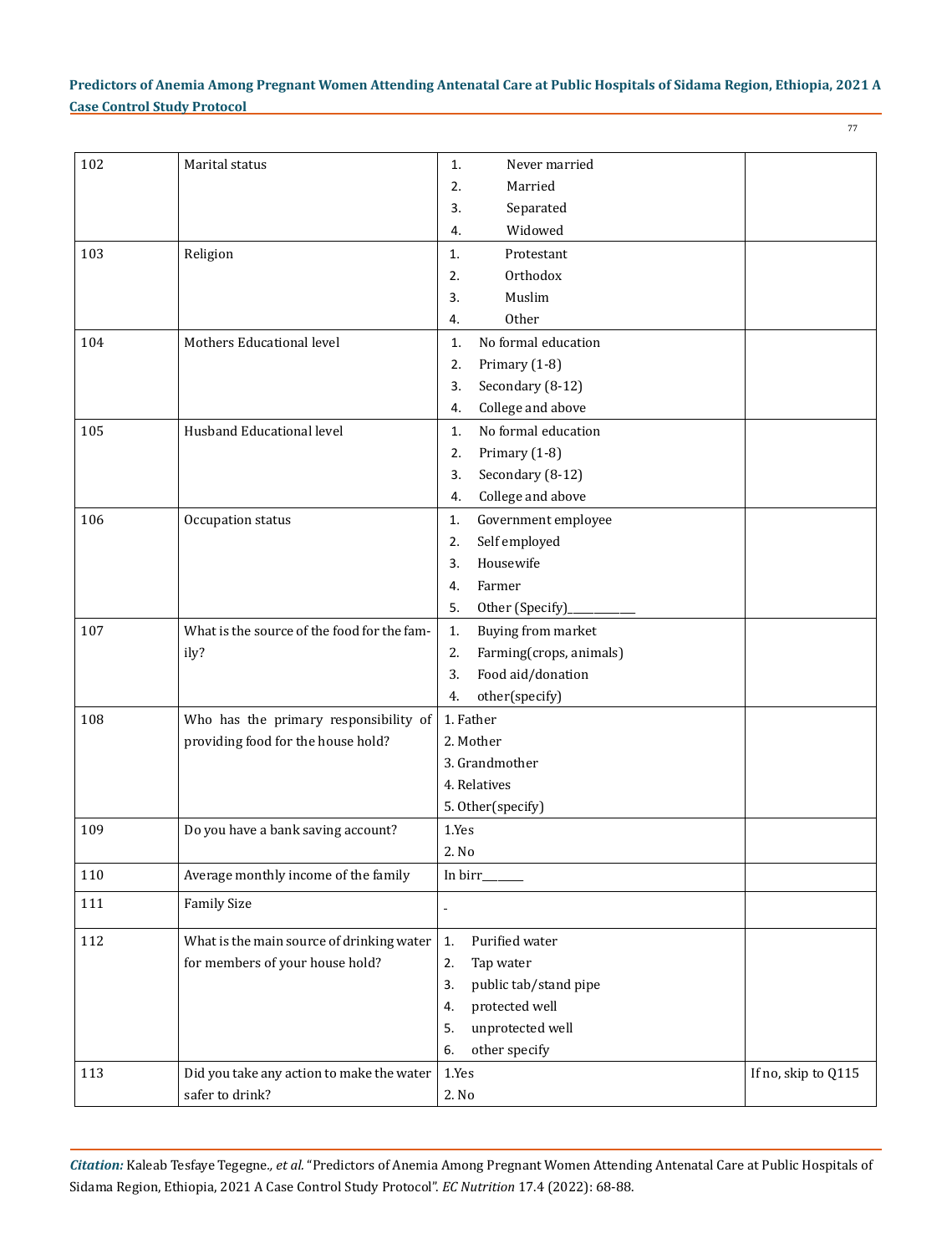| | | | |
|---|---|---|---|
| 102 | Marital status | 1. Never married<br>2. Married<br>3. Separated<br>4. Widowed | |
| 103 | Religion | 1. Protestant<br>2. Orthodox<br>3. Muslim<br>4. Other | |
| 104 | Mothers Educational level | 1. No formal education<br>2. Primary (1-8)<br>3. Secondary (8-12)<br>4. College and above | |
| 105 | Husband Educational level | 1. No formal education<br>2. Primary (1-8)<br>3. Secondary (8-12)<br>4. College and above | |
| 106 | Occupation status | 1. Government employee<br>2. Self employed<br>3. Housewife<br>4. Farmer<br>5. Other (Specify)__________ | |
| 107 | What is the source of the food for the family? | 1. Buying from market<br>2. Farming(crops, animals)<br>3. Food aid/donation<br>4. other(specify) | |
| 108 | Who has the primary responsibility of providing food for the house hold? | 1. Father<br>2. Mother<br>3. Grandmother<br>4. Relatives<br>5. Other(specify) | |
| 109 | Do you have a bank saving account? | 1.Yes<br>2. No | |
| 110 | Average monthly income of the family | In birr______ | |
| 111 | Family Size | - | |
| 112 | What is the main source of drinking water for members of your house hold? | 1. Purified water<br>2. Tap water<br>3. public tab/stand pipe<br>4. protected well<br>5. unprotected well<br>6. other specify | |
| 113 | Did you take any action to make the water safer to drink? | 1.Yes<br>2. No | If no, skip to Q115 |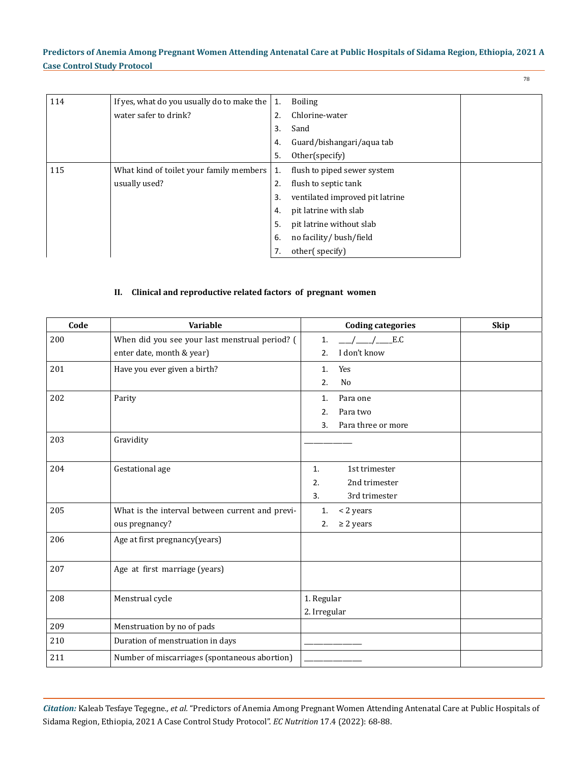| | | | |
|---|---|---|---|
| 114 | If yes, what do you usually do to make the water safer to drink? | 1. Boiling<br>2. Chlorine-water<br>3. Sand<br>4. Guard/bishangari/aqua tab<br>5. Other(specify) | |
| 115 | What kind of toilet your family members usually used? | 1. flush to piped sewer system<br>2. flush to septic tank<br>3. ventilated improved pit latrine<br>4. pit latrine with slab<br>5. pit latrine without slab<br>6. no facility/ bush/field<br>7. other( specify) | |

**II. Clinical and reproductive related factors of pregnant women**

| Code | Variable | Coding categories | Skip |
|---|---|---|---|
| 200 | When did you see your last menstrual period? ( enter date, month & year) | 1. ___/____/____E.C<br>2. I don't know | |
| 201 | Have you ever given a birth? | 1. Yes<br>2. No | |
| 202 | Parity | 1. Para one<br>2. Para two<br>3. Para three or more | |
| 203 | Gravidity | ____________ | |
| 204 | Gestational age | 1. 1st trimester<br>2. 2nd trimester<br>3. 3rd trimester | |
| 205 | What is the interval between current and previous pregnancy? | 1. < 2 years<br>2. ≥ 2 years | |
| 206 | Age at first pregnancy(years) | | |
| 207 | Age at first marriage (years) | | |
| 208 | Menstrual cycle | 1. Regular<br>2. Irregular | |
| 209 | Menstruation by no of pads | | |
| 210 | Duration of menstruation in days | ______________ | |
| 211 | Number of miscarriages (spontaneous abortion) | ______________ | |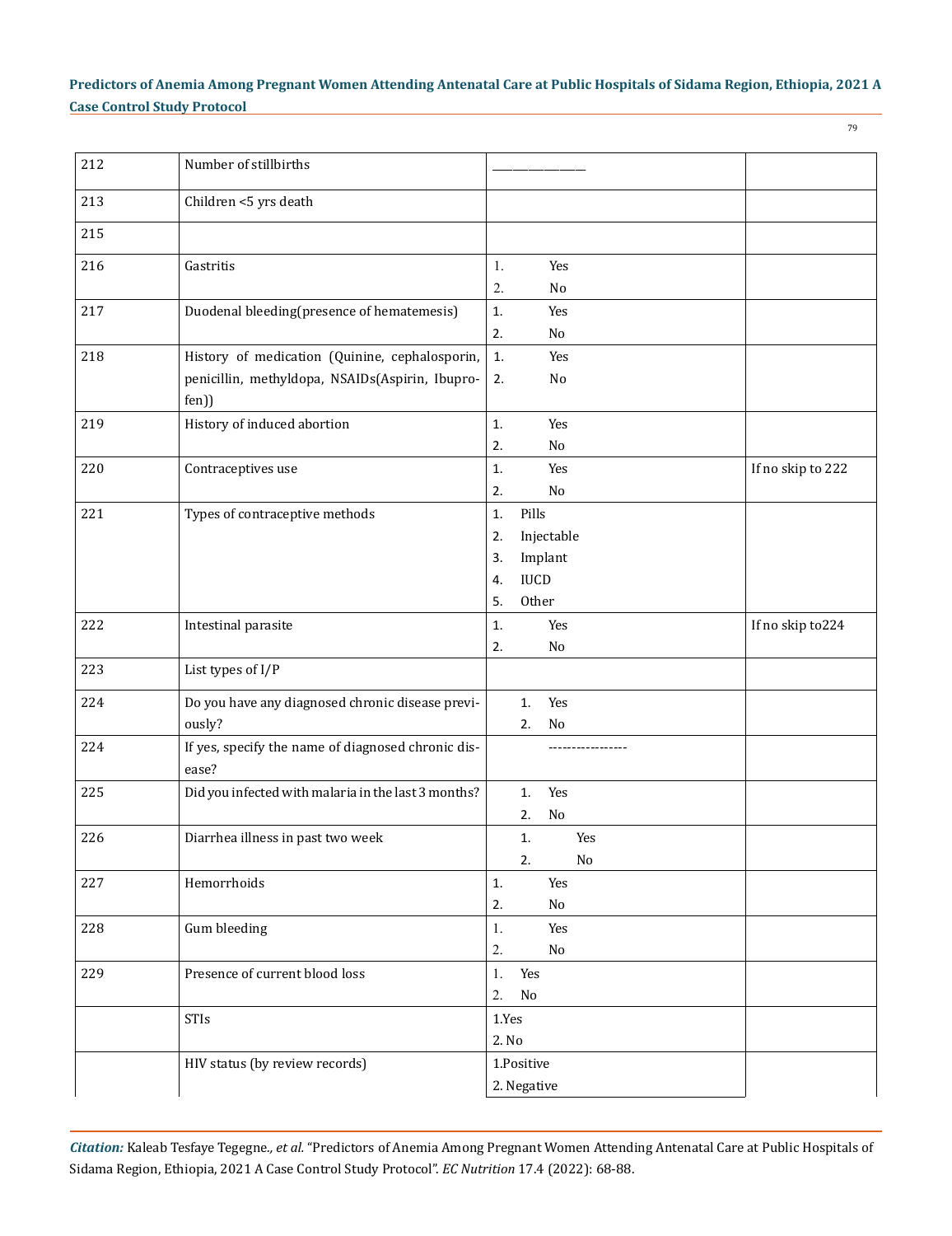| | | | |
|---|---|---|---|
| 212 | Number of stillbirths | _______________ | |
| 213 | Children <5 yrs death | | |
| 215 | | | |
| 216 | Gastritis | 1. Yes<br>2. No | |
| 217 | Duodenal bleeding(presence of hematemesis) | 1. Yes<br>2. No | |
| 218 | History of medication (Quinine, cephalosporin, penicillin, methyldopa, NSAIDs(Aspirin, Ibuprofen)) | 1. Yes<br>2. No | |
| 219 | History of induced abortion | 1. Yes<br>2. No | |
| 220 | Contraceptives use | 1. Yes<br>2. No | If no skip to 222 |
| 221 | Types of contraceptive methods | 1. Pills<br>2. Injectable<br>3. Implant<br>4. IUCD<br>5. Other | |
| 222 | Intestinal parasite | 1. Yes<br>2. No | If no skip to224 |
| 223 | List types of I/P | | |
| 224 | Do you have any diagnosed chronic disease previously? | 1. Yes<br>2. No | |
| 224 | If yes, specify the name of diagnosed chronic disease? | ----------------- | |
| 225 | Did you infected with malaria in the last 3 months? | 1. Yes<br>2. No | |
| 226 | Diarrhea illness in past two week | 1. Yes<br>2. No | |
| 227 | Hemorrhoids | 1. Yes<br>2. No | |
| 228 | Gum bleeding | 1. Yes<br>2. No | |
| 229 | Presence of current blood loss | 1. Yes<br>2. No | |
| | STIs | 1.Yes<br>2. No | |
| | HIV status (by review records) | 1.Positive<br>2. Negative | |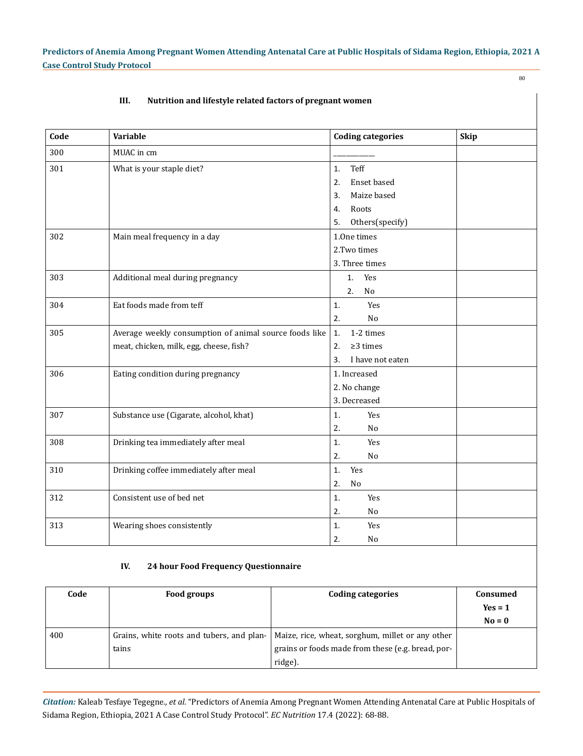### III. Nutrition and lifestyle related factors of pregnant women

| Code | Variable | Coding categories | Skip |
|---|---|---|---|
| 300 | MUAC in cm | ___________ | |
| 301 | What is your staple diet? | 1. Teff<br>2. Enset based<br>3. Maize based<br>4. Roots<br>5. Others(specify) | |
| 302 | Main meal frequency in a day | 1.One times<br>2.Two times<br>3. Three times | |
| 303 | Additional meal during pregnancy | 1. Yes<br>2. No | |
| 304 | Eat foods made from teff | 1. Yes<br>2. No | |
| 305 | Average weekly consumption of animal source foods like meat, chicken, milk, egg, cheese, fish? | 1. 1-2 times<br>2. ≥3 times<br>3. I have not eaten | |
| 306 | Eating condition during pregnancy | 1. Increased<br>2. No change<br>3. Decreased | |
| 307 | Substance use (Cigarate, alcohol, khat) | 1. Yes<br>2. No | |
| 308 | Drinking tea immediately after meal | 1. Yes<br>2. No | |
| 310 | Drinking coffee immediately after meal | 1. Yes<br>2. No | |
| 312 | Consistent use of bed net | 1. Yes<br>2. No | |
| 313 | Wearing shoes consistently | 1. Yes<br>2. No | |

### IV. 24 hour Food Frequency Questionnaire

| Code | Food groups | Coding categories | Consumed<br>Yes = 1<br>No = 0 |
|---|---|---|---|
| 400 | Grains, white roots and tubers, and plantains | Maize, rice, wheat, sorghum, millet or any other grains or foods made from these (e.g. bread, porridge). | |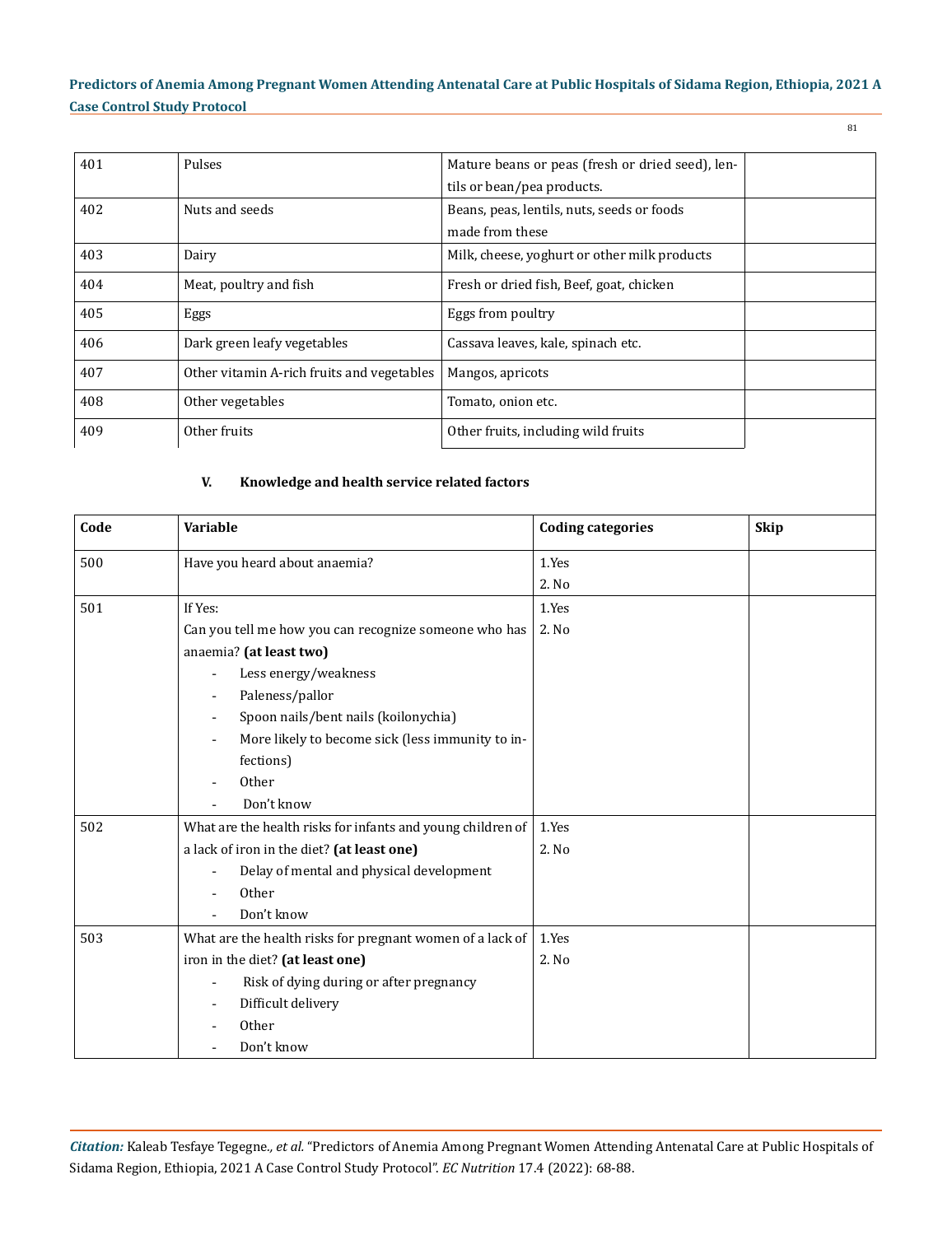| | | | |
|---|---|---|---|
| 401 | Pulses | Mature beans or peas (fresh or dried seed), lentils or bean/pea products. | |
| 402 | Nuts and seeds | Beans, peas, lentils, nuts, seeds or foods made from these | |
| 403 | Dairy | Milk, cheese, yoghurt or other milk products | |
| 404 | Meat, poultry and fish | Fresh or dried fish, Beef, goat, chicken | |
| 405 | Eggs | Eggs from poultry | |
| 406 | Dark green leafy vegetables | Cassava leaves, kale, spinach etc. | |
| 407 | Other vitamin A-rich fruits and vegetables | Mangos, apricots | |
| 408 | Other vegetables | Tomato, onion etc. | |
| 409 | Other fruits | Other fruits, including wild fruits | |

### V. Knowledge and health service related factors

| Code | Variable | Coding categories | Skip |
|---|---|---|---|
| 500 | Have you heard about anaemia? | 1.Yes<br>2. No | |
| 501 | If Yes:<br>Can you tell me how you can recognize someone who has anaemia? **(at least two)**<br>- Less energy/weakness<br>- Paleness/pallor<br>- Spoon nails/bent nails (koilonychia)<br>- More likely to become sick (less immunity to infections)<br>- Other<br>- Don't know | 1.Yes<br>2. No | |
| 502 | What are the health risks for infants and young children of a lack of iron in the diet? **(at least one)**<br>- Delay of mental and physical development<br>- Other<br>- Don't know | 1.Yes<br>2. No | |
| 503 | What are the health risks for pregnant women of a lack of iron in the diet? **(at least one)**<br>- Risk of dying during or after pregnancy<br>- Difficult delivery<br>- Other<br>- Don't know | 1.Yes<br>2. No | |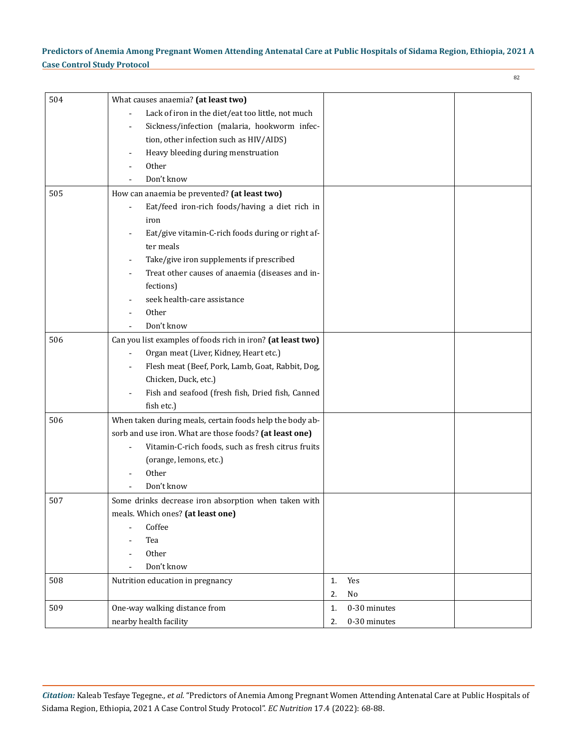| | | | |
|---|---|---|---|
| 504 | What causes anaemia? **(at least two)**<br>- Lack of iron in the diet/eat too little, not much<br>- Sickness/infection (malaria, hookworm infection, other infection such as HIV/AIDS)<br>- Heavy bleeding during menstruation<br>- Other<br>- Don't know | | |
| 505 | How can anaemia be prevented? **(at least two)**<br>- Eat/feed iron-rich foods/having a diet rich in iron<br>- Eat/give vitamin-C-rich foods during or right after meals<br>- Take/give iron supplements if prescribed<br>- Treat other causes of anaemia (diseases and infections)<br>- seek health-care assistance<br>- Other<br>- Don't know | | |
| 506 | Can you list examples of foods rich in iron? **(at least two)**<br>- Organ meat (Liver, Kidney, Heart etc.)<br>- Flesh meat (Beef, Pork, Lamb, Goat, Rabbit, Dog, Chicken, Duck, etc.)<br>- Fish and seafood (fresh fish, Dried fish, Canned fish etc.) | | |
| 506 | When taken during meals, certain foods help the body absorb and use iron. What are those foods? **(at least one)**<br>- Vitamin-C-rich foods, such as fresh citrus fruits (orange, lemons, etc.)<br>- Other<br>- Don't know | | |
| 507 | Some drinks decrease iron absorption when taken with meals. Which ones? **(at least one)**<br>- Coffee<br>- Tea<br>- Other<br>- Don't know | | |
| 508 | Nutrition education in pregnancy | 1. Yes<br>2. No | |
| 509 | One-way walking distance from nearby health facility | 1. 0-30 minutes<br>2. 0-30 minutes | |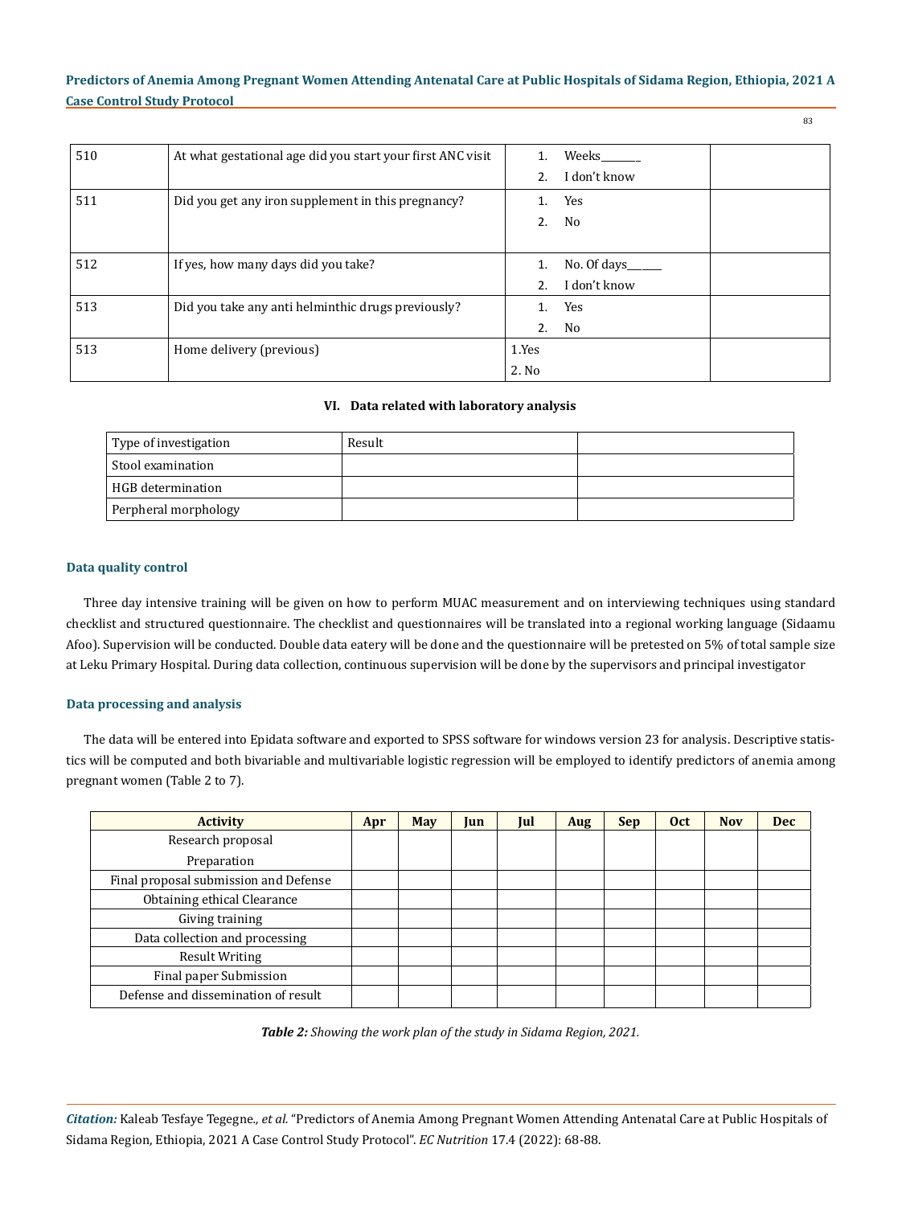| | | | |
|---|---|---|---|
| 510 | At what gestational age did you start your first ANC visit | 1. Weeks_______<br>2. I don't know | |
| 511 | Did you get any iron supplement in this pregnancy? | 1. Yes<br>2. No | |
| 512 | If yes, how many days did you take? | 1. No. Of days______<br>2. I don't know | |
| 513 | Did you take any anti helminthic drugs previously? | 1. Yes<br>2. No | |
| 513 | Home delivery (previous) | 1.Yes<br>2. No | |

### VI. Data related with laboratory analysis

| Type of investigation | Result | |
|---|---|---|
| Stool examination | | |
| HGB determination | | |
| Perpheral morphology | | |

## Data quality control

Three day intensive training will be given on how to perform MUAC measurement and on interviewing techniques using standard checklist and structured questionnaire. The checklist and questionnaires will be translated into a regional working language (Sidaamu Afoo). Supervision will be conducted. Double data eatery will be done and the questionnaire will be pretested on 5% of total sample size at Leku Primary Hospital. During data collection, continuous supervision will be done by the supervisors and principal investigator

## Data processing and analysis

The data will be entered into Epidata software and exported to SPSS software for windows version 23 for analysis. Descriptive statistics will be computed and both bivariable and multivariable logistic regression will be employed to identify predictors of anemia among pregnant women (Table 2 to 7).

| Activity | Apr | May | Jun | Jul | Aug | Sep | Oct | Nov | Dec |
|---|---|---|---|---|---|---|---|---|---|
| Research proposal Preparation | | | | | | | | | |
| Final proposal submission and Defense | | | | | | | | | |
| Obtaining ethical Clearance | | | | | | | | | |
| Giving training | | | | | | | | | |
| Data collection and processing | | | | | | | | | |
| Result Writing | | | | | | | | | |
| Final paper Submission | | | | | | | | | |
| Defense and dissemination of result | | | | | | | | | |

***Table 2:*** *Showing the work plan of the study in Sidama Region, 2021.*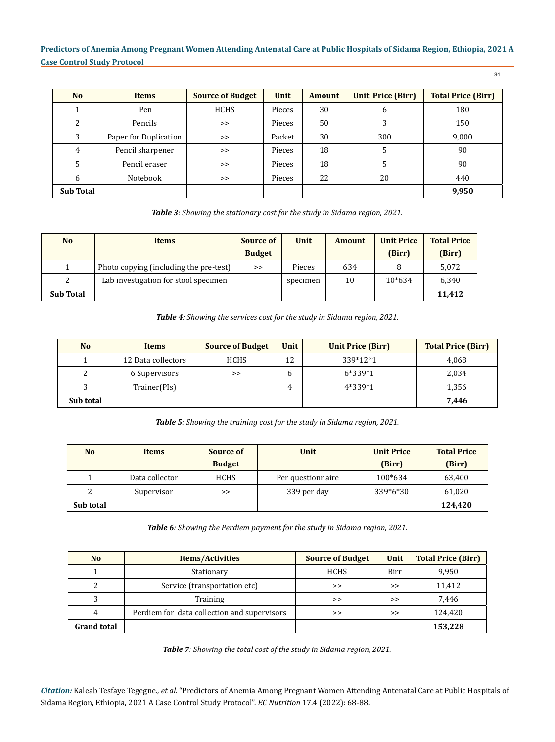| No | Items | Source of Budget | Unit | Amount | Unit Price (Birr) | Total Price (Birr) |
|---|---|---|---|---|---|---|
| 1 | Pen | HCHS | Pieces | 30 | 6 | 180 |
| 2 | Pencils | >> | Pieces | 50 | 3 | 150 |
| 3 | Paper for Duplication | >> | Packet | 30 | 300 | 9,000 |
| 4 | Pencil sharpener | >> | Pieces | 18 | 5 | 90 |
| 5 | Pencil eraser | >> | Pieces | 18 | 5 | 90 |
| 6 | Notebook | >> | Pieces | 22 | 20 | 440 |
| **Sub Total** | | | | | | **9,950** |

***Table 3**: Showing the stationary cost for the study in Sidama region, 2021.*

| No | Items | Source of Budget | Unit | Amount | Unit Price (Birr) | Total Price (Birr) |
|---|---|---|---|---|---|---|
| 1 | Photo copying (including the pre-test) | >> | Pieces | 634 | 8 | 5,072 |
| 2 | Lab investigation for stool specimen | | specimen | 10 | 10*634 | 6,340 |
| **Sub Total** | | | | | | **11,412** |

***Table 4**: Showing the services cost for the study in Sidama region, 2021.*

| No | Items | Source of Budget | Unit | Unit Price (Birr) | Total Price (Birr) |
|---|---|---|---|---|---|
| 1 | 12 Data collectors | HCHS | 12 | 339*12*1 | 4,068 |
| 2 | 6 Supervisors | >> | 6 | 6*339*1 | 2,034 |
| 3 | Trainer(PIs) | | 4 | 4*339*1 | 1,356 |
| **Sub total** | | | | | **7,446** |

***Table 5**: Showing the training cost for the study in Sidama region, 2021.*

| No | Items | Source of Budget | Unit | Unit Price (Birr) | Total Price (Birr) |
|---|---|---|---|---|---|
| 1 | Data collector | HCHS | Per questionnaire | 100*634 | 63,400 |
| 2 | Supervisor | >> | 339 per day | 339*6*30 | 61,020 |
| **Sub total** | | | | | **124,420** |

***Table 6**: Showing the Perdiem payment for the study in Sidama region, 2021.*

| No | Items/Activities | Source of Budget | Unit | Total Price (Birr) |
|---|---|---|---|---|
| 1 | Stationary | HCHS | Birr | 9,950 |
| 2 | Service (transportation etc) | >> | >> | 11,412 |
| 3 | Training | >> | >> | 7,446 |
| 4 | Perdiem for data collection and supervisors | >> | >> | 124,420 |
| **Grand total** | | | | **153,228** |

***Table 7**: Showing the total cost of the study in Sidama region, 2021.*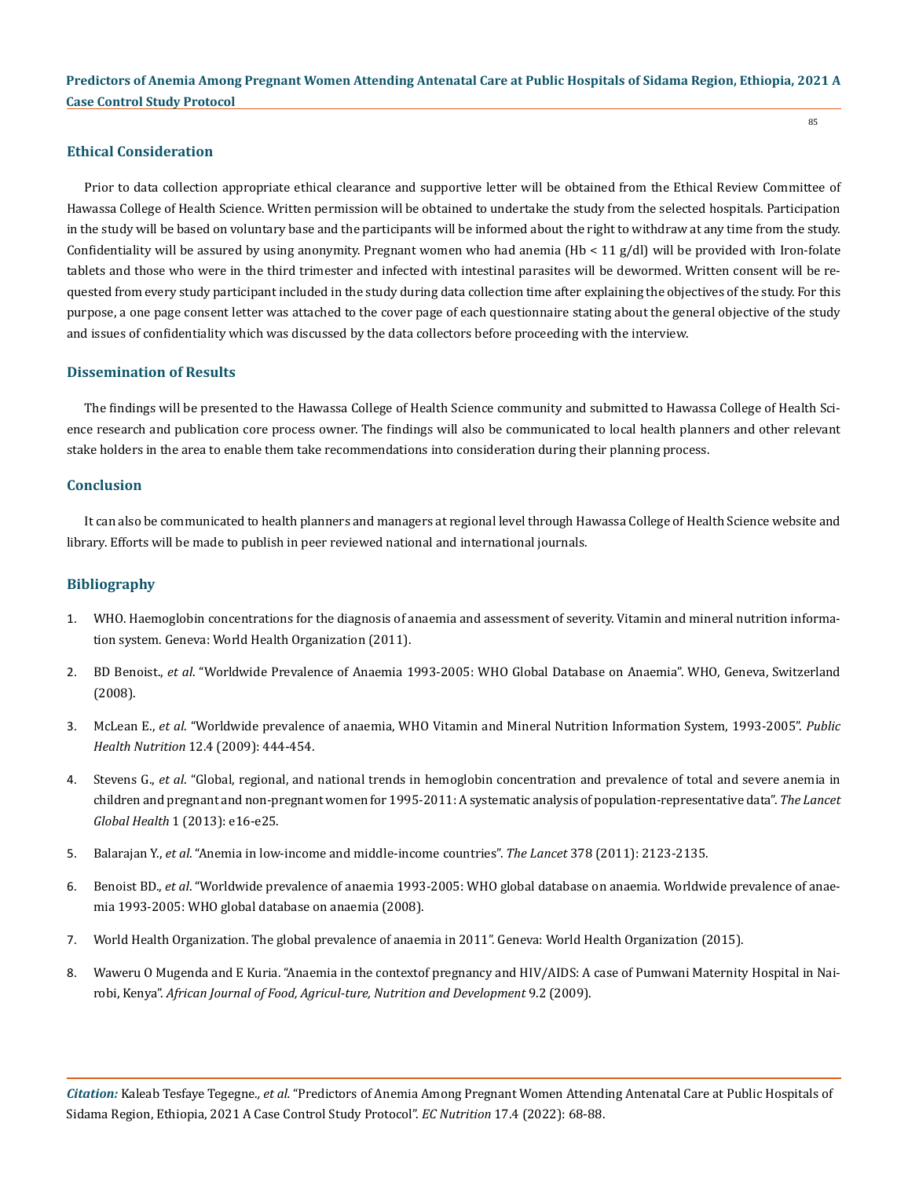## Ethical Consideration

Prior to data collection appropriate ethical clearance and supportive letter will be obtained from the Ethical Review Committee of Hawassa College of Health Science. Written permission will be obtained to undertake the study from the selected hospitals. Participation in the study will be based on voluntary base and the participants will be informed about the right to withdraw at any time from the study. Confidentiality will be assured by using anonymity. Pregnant women who had anemia (Hb < 11 g/dl) will be provided with Iron-folate tablets and those who were in the third trimester and infected with intestinal parasites will be dewormed. Written consent will be requested from every study participant included in the study during data collection time after explaining the objectives of the study. For this purpose, a one page consent letter was attached to the cover page of each questionnaire stating about the general objective of the study and issues of confidentiality which was discussed by the data collectors before proceeding with the interview.

## Dissemination of Results

The findings will be presented to the Hawassa College of Health Science community and submitted to Hawassa College of Health Science research and publication core process owner. The findings will also be communicated to local health planners and other relevant stake holders in the area to enable them take recommendations into consideration during their planning process.

## Conclusion

It can also be communicated to health planners and managers at regional level through Hawassa College of Health Science website and library. Efforts will be made to publish in peer reviewed national and international journals.

## Bibliography

1. WHO. Haemoglobin concentrations for the diagnosis of anaemia and assessment of severity. Vitamin and mineral nutrition information system. Geneva: World Health Organization (2011).
2. BD Benoist., *et al*. "Worldwide Prevalence of Anaemia 1993-2005: WHO Global Database on Anaemia". WHO, Geneva, Switzerland (2008).
3. McLean E., *et al*. "Worldwide prevalence of anaemia, WHO Vitamin and Mineral Nutrition Information System, 1993-2005". *Public Health Nutrition* 12.4 (2009): 444-454.
4. Stevens G., *et al*. "Global, regional, and national trends in hemoglobin concentration and prevalence of total and severe anemia in children and pregnant and non-pregnant women for 1995-2011: A systematic analysis of population-representative data". *The Lancet Global Health* 1 (2013): e16-e25.
5. Balarajan Y., *et al*. "Anemia in low-income and middle-income countries". *The Lancet* 378 (2011): 2123-2135.
6. Benoist BD., *et al*. "Worldwide prevalence of anaemia 1993-2005: WHO global database on anaemia. Worldwide prevalence of anaemia 1993-2005: WHO global database on anaemia (2008).
7. World Health Organization. The global prevalence of anaemia in 2011". Geneva: World Health Organization (2015).
8. Waweru O Mugenda and E Kuria. "Anaemia in the contextof pregnancy and HIV/AIDS: A case of Pumwani Maternity Hospital in Nairobi, Kenya". *African Journal of Food, Agricul-ture, Nutrition and Development* 9.2 (2009).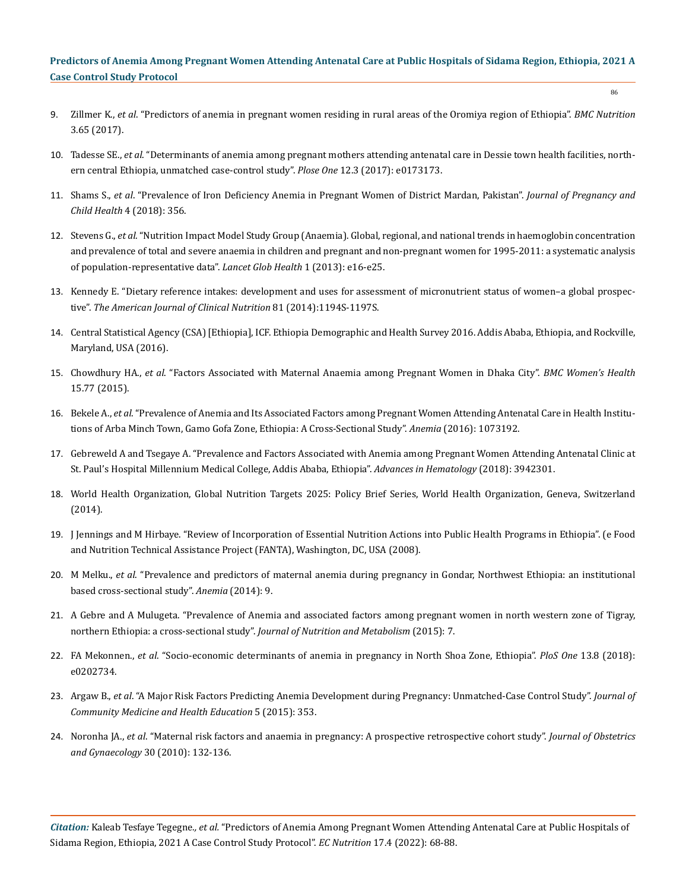9. Zillmer K., *et al*. "Predictors of anemia in pregnant women residing in rural areas of the Oromiya region of Ethiopia". *BMC Nutrition* 3.65 (2017).

10. Tadesse SE., *et al*. "Determinants of anemia among pregnant mothers attending antenatal care in Dessie town health facilities, northern central Ethiopia, unmatched case-control study". *Plose One* 12.3 (2017): e0173173.

11. Shams S., *et al*. "Prevalence of Iron Deficiency Anemia in Pregnant Women of District Mardan, Pakistan". *Journal of Pregnancy and Child Health* 4 (2018): 356.

12. Stevens G., *et al*. "Nutrition Impact Model Study Group (Anaemia). Global, regional, and national trends in haemoglobin concentration and prevalence of total and severe anaemia in children and pregnant and non-pregnant women for 1995-2011: a systematic analysis of population-representative data". *Lancet Glob Health* 1 (2013): e16-e25.

13. Kennedy E. "Dietary reference intakes: development and uses for assessment of micronutrient status of women–a global prospective". *The American Journal of Clinical Nutrition* 81 (2014):1194S-1197S.

14. Central Statistical Agency (CSA) [Ethiopia], ICF. Ethiopia Demographic and Health Survey 2016. Addis Ababa, Ethiopia, and Rockville, Maryland, USA (2016).

15. Chowdhury HA., *et al*. "Factors Associated with Maternal Anaemia among Pregnant Women in Dhaka City". *BMC Women's Health* 15.77 (2015).

16. Bekele A., *et al*. "Prevalence of Anemia and Its Associated Factors among Pregnant Women Attending Antenatal Care in Health Institutions of Arba Minch Town, Gamo Gofa Zone, Ethiopia: A Cross-Sectional Study". *Anemia* (2016): 1073192.

17. Gebreweld A and Tsegaye A. "Prevalence and Factors Associated with Anemia among Pregnant Women Attending Antenatal Clinic at St. Paul's Hospital Millennium Medical College, Addis Ababa, Ethiopia". *Advances in Hematology* (2018): 3942301.

18. World Health Organization, Global Nutrition Targets 2025: Policy Brief Series, World Health Organization, Geneva, Switzerland (2014).

19. J Jennings and M Hirbaye. "Review of Incorporation of Essential Nutrition Actions into Public Health Programs in Ethiopia". (e Food and Nutrition Technical Assistance Project (FANTA), Washington, DC, USA (2008).

20. M Melku., *et al*. "Prevalence and predictors of maternal anemia during pregnancy in Gondar, Northwest Ethiopia: an institutional based cross-sectional study". *Anemia* (2014): 9.

21. A Gebre and A Mulugeta. "Prevalence of Anemia and associated factors among pregnant women in north western zone of Tigray, northern Ethiopia: a cross-sectional study". *Journal of Nutrition and Metabolism* (2015): 7.

22. FA Mekonnen., *et al*. "Socio-economic determinants of anemia in pregnancy in North Shoa Zone, Ethiopia". *PloS One* 13.8 (2018): e0202734.

23. Argaw B., *et al*. "A Major Risk Factors Predicting Anemia Development during Pregnancy: Unmatched-Case Control Study". *Journal of Community Medicine and Health Education* 5 (2015): 353.

24. Noronha JA., *et al*. "Maternal risk factors and anaemia in pregnancy: A prospective retrospective cohort study". *Journal of Obstetrics and Gynaecology* 30 (2010): 132-136.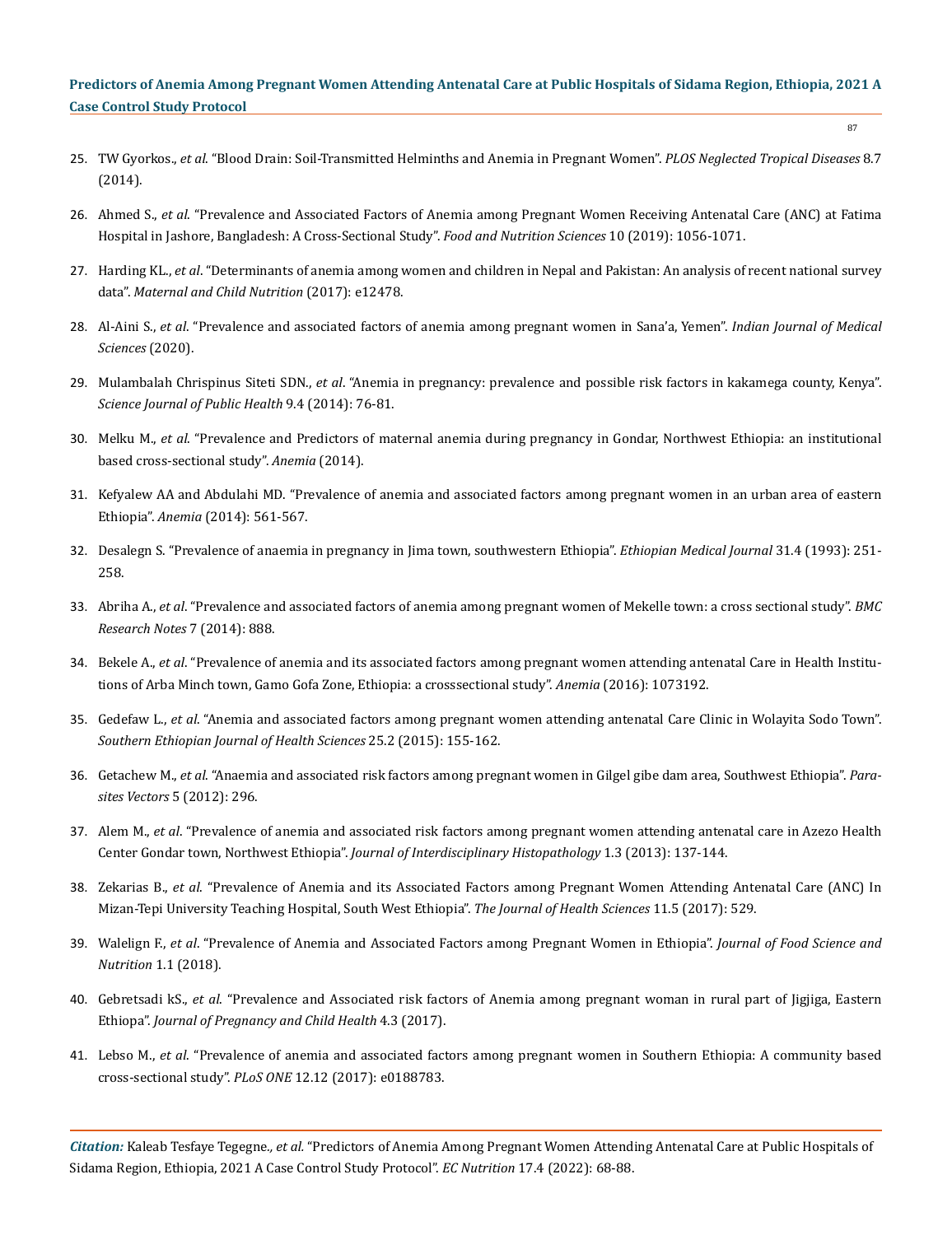25. TW Gyorkos., *et al*. "Blood Drain: Soil-Transmitted Helminths and Anemia in Pregnant Women". *PLOS Neglected Tropical Diseases* 8.7 (2014).
26. Ahmed S., *et al*. "Prevalence and Associated Factors of Anemia among Pregnant Women Receiving Antenatal Care (ANC) at Fatima Hospital in Jashore, Bangladesh: A Cross-Sectional Study". *Food and Nutrition Sciences* 10 (2019): 1056-1071.
27. Harding KL., *et al*. "Determinants of anemia among women and children in Nepal and Pakistan: An analysis of recent national survey data". *Maternal and Child Nutrition* (2017): e12478.
28. Al-Aini S., *et al*. "Prevalence and associated factors of anemia among pregnant women in Sana'a, Yemen". *Indian Journal of Medical Sciences* (2020).
29. Mulambalah Chrispinus Siteti SDN., *et al*. "Anemia in pregnancy: prevalence and possible risk factors in kakamega county, Kenya". *Science Journal of Public Health* 9.4 (2014): 76-81.
30. Melku M., *et al*. "Prevalence and Predictors of maternal anemia during pregnancy in Gondar, Northwest Ethiopia: an institutional based cross-sectional study". *Anemia* (2014).
31. Kefyalew AA and Abdulahi MD. "Prevalence of anemia and associated factors among pregnant women in an urban area of eastern Ethiopia". *Anemia* (2014): 561-567.
32. Desalegn S. "Prevalence of anaemia in pregnancy in Jima town, southwestern Ethiopia". *Ethiopian Medical Journal* 31.4 (1993): 251-258.
33. Abriha A., *et al*. "Prevalence and associated factors of anemia among pregnant women of Mekelle town: a cross sectional study". *BMC Research Notes* 7 (2014): 888.
34. Bekele A., *et al*. "Prevalence of anemia and its associated factors among pregnant women attending antenatal Care in Health Institutions of Arba Minch town, Gamo Gofa Zone, Ethiopia: a crosssectional study". *Anemia* (2016): 1073192.
35. Gedefaw L., *et al*. "Anemia and associated factors among pregnant women attending antenatal Care Clinic in Wolayita Sodo Town". *Southern Ethiopian Journal of Health Sciences* 25.2 (2015): 155-162.
36. Getachew M., *et al*. "Anaemia and associated risk factors among pregnant women in Gilgel gibe dam area, Southwest Ethiopia". *Parasites Vectors* 5 (2012): 296.
37. Alem M., *et al*. "Prevalence of anemia and associated risk factors among pregnant women attending antenatal care in Azezo Health Center Gondar town, Northwest Ethiopia". *Journal of Interdisciplinary Histopathology* 1.3 (2013): 137-144.
38. Zekarias B., *et al*. "Prevalence of Anemia and its Associated Factors among Pregnant Women Attending Antenatal Care (ANC) In Mizan-Tepi University Teaching Hospital, South West Ethiopia". *The Journal of Health Sciences* 11.5 (2017): 529.
39. Waleligп F., *et al*. "Prevalence of Anemia and Associated Factors among Pregnant Women in Ethiopia". *Journal of Food Science and Nutrition* 1.1 (2018).
40. Gebretsadi kS., *et al*. "Prevalence and Associated risk factors of Anemia among pregnant woman in rural part of Jigjiga, Eastern Ethiopa". *Journal of Pregnancy and Child Health* 4.3 (2017).
41. Lebso M., *et al*. "Prevalence of anemia and associated factors among pregnant women in Southern Ethiopia: A community based cross-sectional study". *PLoS ONE* 12.12 (2017): e0188783.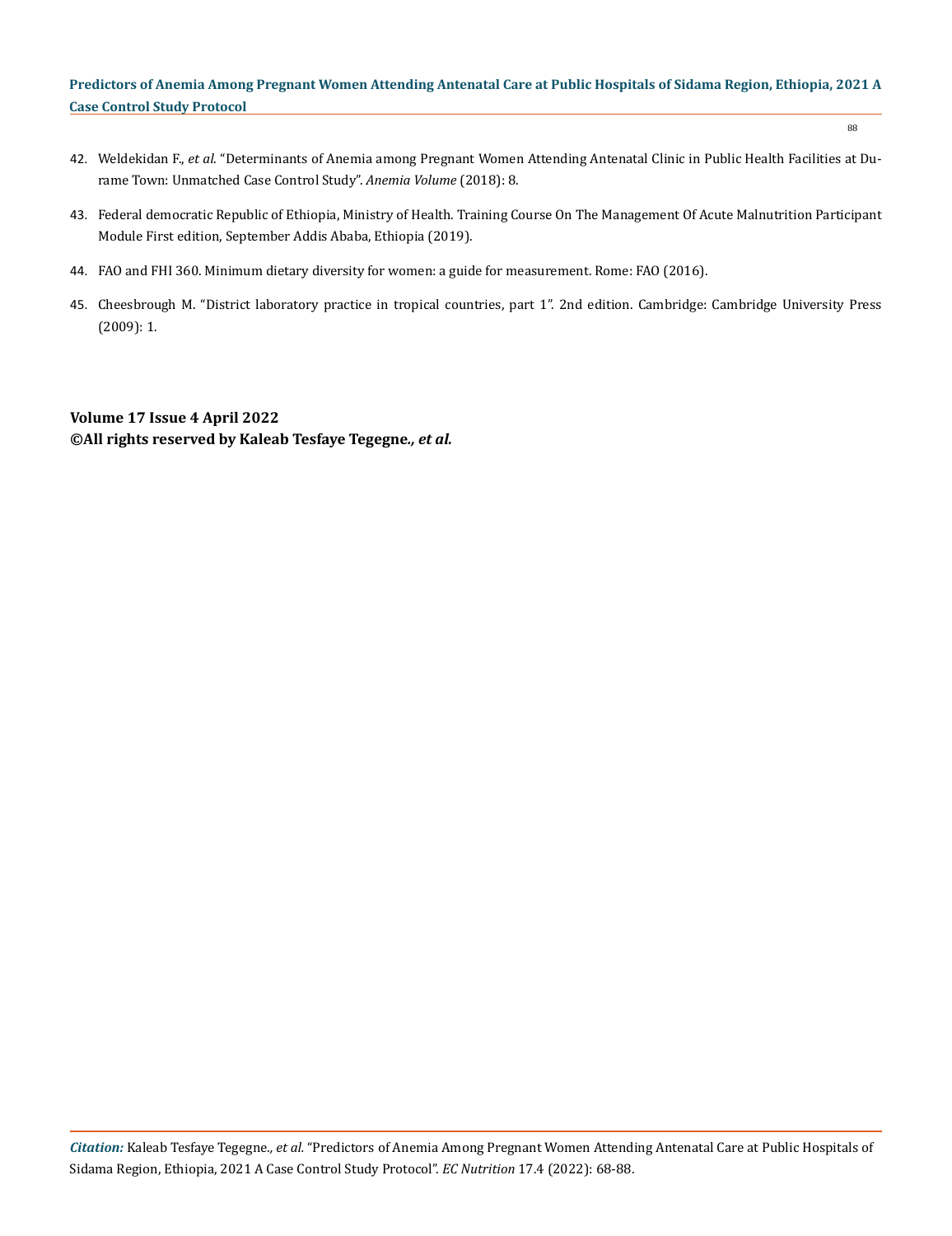42. Weldekidan F., *et al*. "Determinants of Anemia among Pregnant Women Attending Antenatal Clinic in Public Health Facilities at Durame Town: Unmatched Case Control Study". *Anemia Volume* (2018): 8.

43. Federal democratic Republic of Ethiopia, Ministry of Health. Training Course On The Management Of Acute Malnutrition Participant Module First edition, September Addis Ababa, Ethiopia (2019).

44. FAO and FHI 360. Minimum dietary diversity for women: a guide for measurement. Rome: FAO (2016).

45. Cheesbrough M. "District laboratory practice in tropical countries, part 1". 2nd edition. Cambridge: Cambridge University Press (2009): 1.

**Volume 17 Issue 4 April 2022**
**©All rights reserved by Kaleab Tesfaye Tegegne., *et al.***